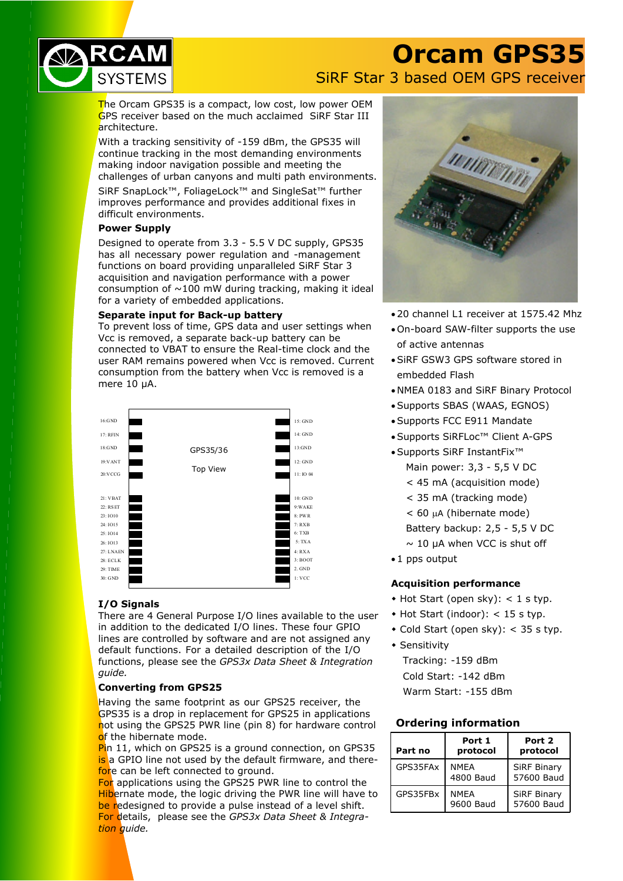# Orcam GPS35

## SiRF Star 3 based OEM GPS receiver

The Orcam GPS35 is a compact, low cost, low power OEM GPS receiver based on the much acclaimed SiRF Star III architecture.

With a tracking sensitivity of -159 dBm, the GPS35 will continue tracking in the most demanding environments making indoor navigation possible and meeting the challenges of urban canyons and multi path environments.

SiRF SnapLock™, FoliageLock™ and SingleSat™ further improves performance and provides additional fixes in difficult environments.

### Power Supply

Designed to operate from 3.3 - 5.5 V DC supply, GPS35 has all necessary power regulation and -management functions on board providing unparalleled SiRF Star 3 acquisition and navigation performance with a power consumption of ~100 mW during tracking, making it ideal for a variety of embedded applications.

### Separate input for Back-up battery

To prevent loss of time, GPS data and user settings when Vcc is removed, a separate back-up battery can be connected to VBAT to ensure the Real-time clock and the user RAM remains powered when Vcc is removed. Current consumption from the battery when Vcc is removed is a mere 10 µA.

GPS35/36

Top View

| Left pins | Right pins |
|---|---|
| 16:GND | 15: GND |
| 17: RFIN | 14: GND |
| 18:GND | 13:GND |
| 19:VANT | 12: GND |
| 20:VCCG | 11: IO 04 |
| 21: VBAT | 10: GND |
| 22: RSET | 9:WAKE |
| 23: IO10 | 8: PWR |
| 24: IO15 | 7: RXB |
| 25: IO14 | 6: TXB |
| 26: IO13 | 5: TXA |
| 27: LNAEN | 4: RXA |
| 28: ECLK | 3: BOOT |
| 29: TIME | 2. GND |
| 30: GND | 1: VCC |

### I/O Signals

There are 4 General Purpose I/O lines available to the user in addition to the dedicated I/O lines. These four GPIO lines are controlled by software and are not assigned any default functions. For a detailed description of the I/O functions, please see the *GPS3x Data Sheet & Integration guide.*

### Converting from GPS25

Having the same footprint as our GPS25 receiver, the GPS35 is a drop in replacement for GPS25 in applications not using the GPS25 PWR line (pin 8) for hardware control of the hibernate mode.

Pin 11, which on GPS25 is a ground connection, on GPS35 is a GPIO line not used by the default firmware, and therefore can be left connected to ground.

For applications using the GPS25 PWR line to control the Hibernate mode, the logic driving the PWR line will have to be redesigned to provide a pulse instead of a level shift. For details, please see the *GPS3x Data Sheet & Integration guide.*

- 20 channel L1 receiver at 1575.42 Mhz
- On-board SAW-filter supports the use of active antennas
- SiRF GSW3 GPS software stored in embedded Flash
- NMEA 0183 and SiRF Binary Protocol
- Supports SBAS (WAAS, EGNOS)
- Supports FCC E911 Mandate
- Supports SiRFLoc™ Client A-GPS
- Supports SiRF InstantFix™
  - Main power: 3,3 - 5,5 V DC
  - < 45 mA (acquisition mode)
  - < 35 mA (tracking mode)
  - < 60 µA (hibernate mode)
  - Battery backup: 2,5 - 5,5 V DC
  - ~ 10 µA when VCC is shut off
- 1 pps output

### Acquisition performance

- Hot Start (open sky): < 1 s typ.
- Hot Start (indoor): < 15 s typ.
- Cold Start (open sky): < 35 s typ.
- Sensitivity
  - Tracking: -159 dBm
  - Cold Start: -142 dBm
  - Warm Start: -155 dBm

### Ordering information

| Part no | Port 1 protocol | Port 2 protocol |
|---|---|---|
| GPS35FAx | NMEA 4800 Baud | SiRF Binary 57600 Baud |
| GPS35FBx | NMEA 9600 Baud | SiRF Binary 57600 Baud |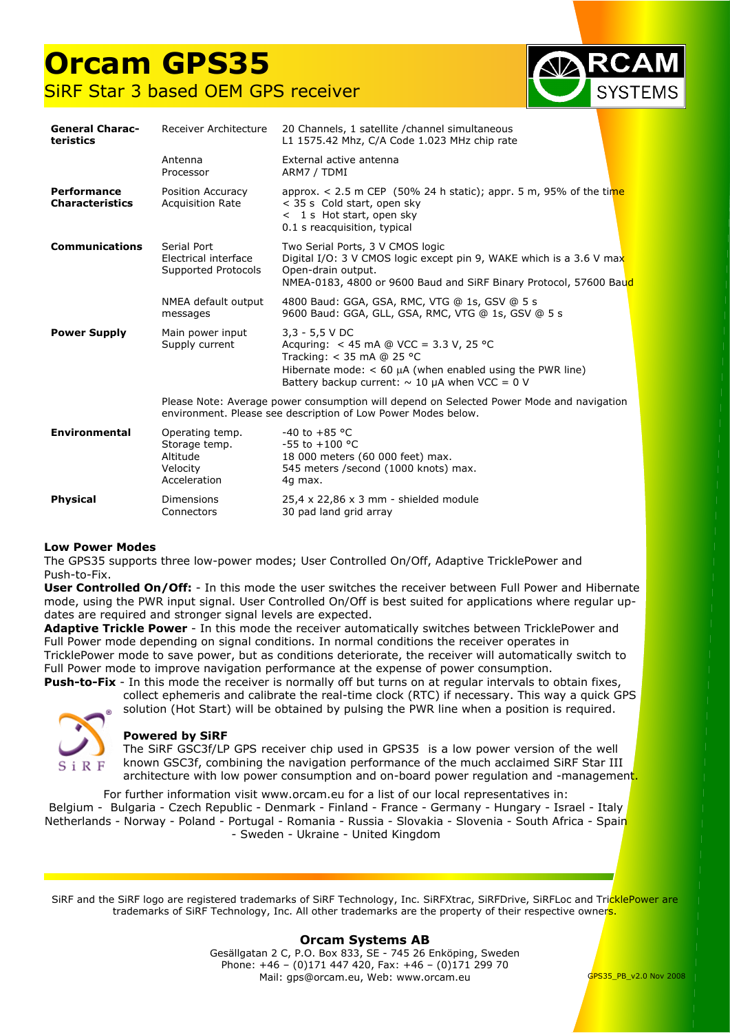# Orcam GPS35

## SiRF Star 3 based OEM GPS receiver

| | | |
|---|---|---|
| **General Charac-teristics** | Receiver Architecture | 20 Channels, 1 satellite /channel simultaneous<br>L1 1575.42 Mhz, C/A Code 1.023 MHz chip rate |
| | Antenna<br>Processor | External active antenna<br>ARM7 / TDMI |
| **Performance Characteristics** | Position Accuracy<br>Acquisition Rate | approx. < 2.5 m CEP (50% 24 h static); appr. 5 m, 95% of the time<br>< 35 s Cold start, open sky<br>< 1 s Hot start, open sky<br>0.1 s reacquisition, typical |
| **Communications** | Serial Port<br>Electrical interface<br>Supported Protocols | Two Serial Ports, 3 V CMOS logic<br>Digital I/O: 3 V CMOS logic except pin 9, WAKE which is a 3.6 V max Open-drain output.<br>NMEA-0183, 4800 or 9600 Baud and SiRF Binary Protocol, 57600 Baud |
| | NMEA default output messages | 4800 Baud: GGA, GSA, RMC, VTG @ 1s, GSV @ 5 s<br>9600 Baud: GGA, GLL, GSA, RMC, VTG @ 1s, GSV @ 5 s |
| **Power Supply** | Main power input<br>Supply current | 3,3 - 5,5 V DC<br>Acquring: < 45 mA @ VCC = 3.3 V, 25 °C<br>Tracking: < 35 mA @ 25 °C<br>Hibernate mode: < 60 µA (when enabled using the PWR line)<br>Battery backup current: ~ 10 µA when VCC = 0 V |
| | Please Note: Average power consumption will depend on Selected Power Mode and navigation environment. Please see description of Low Power Modes below. | |
| **Environmental** | Operating temp.<br>Storage temp.<br>Altitude<br>Velocity<br>Acceleration | -40 to +85 °C<br>-55 to +100 °C<br>18 000 meters (60 000 feet) max.<br>545 meters /second (1000 knots) max.<br>4g max. |
| **Physical** | Dimensions<br>Connectors | 25,4 x 22,86 x 3 mm - shielded module<br>30 pad land grid array |

### Low Power Modes

The GPS35 supports three low-power modes; User Controlled On/Off, Adaptive TricklePower and Push-to-Fix.

**User Controlled On/Off:** - In this mode the user switches the receiver between Full Power and Hibernate mode, using the PWR input signal. User Controlled On/Off is best suited for applications where regular updates are required and stronger signal levels are expected.

**Adaptive Trickle Power** - In this mode the receiver automatically switches between TricklePower and Full Power mode depending on signal conditions. In normal conditions the receiver operates in TricklePower mode to save power, but as conditions deteriorate, the receiver will automatically switch to Full Power mode to improve navigation performance at the expense of power consumption.

**Push-to-Fix** - In this mode the receiver is normally off but turns on at regular intervals to obtain fixes, collect ephemeris and calibrate the real-time clock (RTC) if necessary. This way a quick GPS solution (Hot Start) will be obtained by pulsing the PWR line when a position is required.

### Powered by SiRF

The SiRF GSC3f/LP GPS receiver chip used in GPS35 is a low power version of the well known GSC3f, combining the navigation performance of the much acclaimed SiRF Star III architecture with low power consumption and on-board power regulation and -management.

For further information visit www.orcam.eu for a list of our local representatives in:
Belgium - Bulgaria - Czech Republic - Denmark - Finland - France - Germany - Hungary - Israel - Italy Netherlands - Norway - Poland - Portugal - Romania - Russia - Slovakia - Slovenia - South Africa - Spain - Sweden - Ukraine - United Kingdom

SiRF and the SiRF logo are registered trademarks of SiRF Technology, Inc. SiRFXtrac, SiRFDrive, SiRFLoc and TricklePower are trademarks of SiRF Technology, Inc. All other trademarks are the property of their respective owners.

**Orcam Systems AB**
Gesällgatan 2 C, P.O. Box 833, SE - 745 26 Enköping, Sweden
Phone: +46 – (0)171 447 420, Fax: +46 – (0)171 299 70
Mail: gps@orcam.eu, Web: www.orcam.eu

GPS35_PB_v2.0 Nov 2008